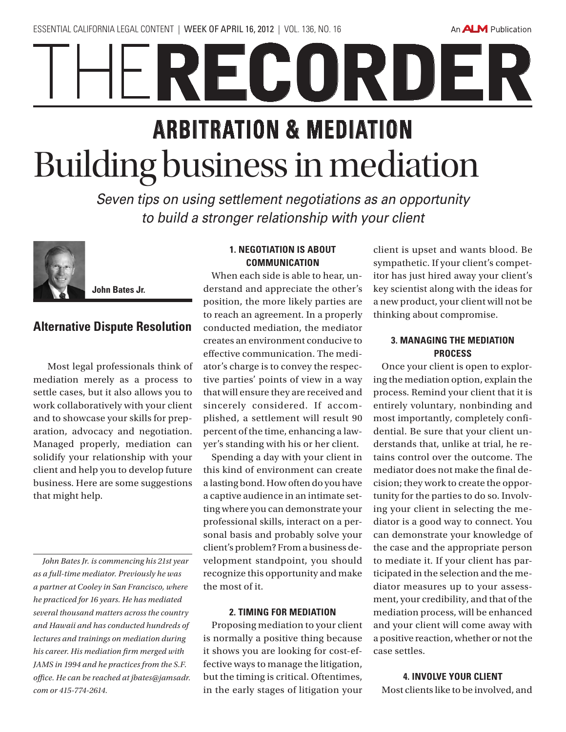# THE RECORDER

## ARBITRATION & MEDIATION

# Building business in mediation

*Seven tips on using settlement negotiations as an opportunity to build a stronger relationship with your client*

**John Bates Jr.**

## Alternative Dispute Resolution

Most legal professionals think of mediation merely as a process to settle cases, but it also allows you to work collaboratively with your client and to showcase your skills for preparation, advocacy and negotiation. Managed properly, mediation can solidify your relationship with your client and help you to develop future business. Here are some suggestions that might help.

*John Bates Jr. is commencing his 21st year as a full-time mediator. Previously he was a partner at Cooley in San Francisco, where he practiced for 16 years. He has mediated several thousand matters across the country and Hawaii and has conducted hundreds of lectures and trainings on mediation during his career. His mediation firm merged with JAMS in 1994 and he practices from the S.F. office. He can be reached at jbates@jamsadr.com or 415-774-2614.*

### 1. NEGOTIATION IS ABOUT COMMUNICATION

When each side is able to hear, understand and appreciate the other's position, the more likely parties are to reach an agreement. In a properly conducted mediation, the mediator creates an environment conducive to effective communication. The mediator's charge is to convey the respective parties' points of view in a way that will ensure they are received and sincerely considered. If accomplished, a settlement will result 90 percent of the time, enhancing a lawyer's standing with his or her client.

Spending a day with your client in this kind of environment can create a lasting bond. How often do you have a captive audience in an intimate setting where you can demonstrate your professional skills, interact on a personal basis and probably solve your client's problem? From a business development standpoint, you should recognize this opportunity and make the most of it.

### 2. TIMING FOR MEDIATION

Proposing mediation to your client is normally a positive thing because it shows you are looking for cost-effective ways to manage the litigation, but the timing is critical. Oftentimes, in the early stages of litigation your client is upset and wants blood. Be sympathetic. If your client's competitor has just hired away your client's key scientist along with the ideas for a new product, your client will not be thinking about compromise.

### 3. MANAGING THE MEDIATION PROCESS

Once your client is open to exploring the mediation option, explain the process. Remind your client that it is entirely voluntary, nonbinding and most importantly, completely confidential. Be sure that your client understands that, unlike at trial, he retains control over the outcome. The mediator does not make the final decision; they work to create the opportunity for the parties to do so. Involving your client in selecting the mediator is a good way to connect. You can demonstrate your knowledge of the case and the appropriate person to mediate it. If your client has participated in the selection and the mediator measures up to your assessment, your credibility, and that of the mediation process, will be enhanced and your client will come away with a positive reaction, whether or not the case settles.

### 4. INVOLVE YOUR CLIENT

Most clients like to be involved, and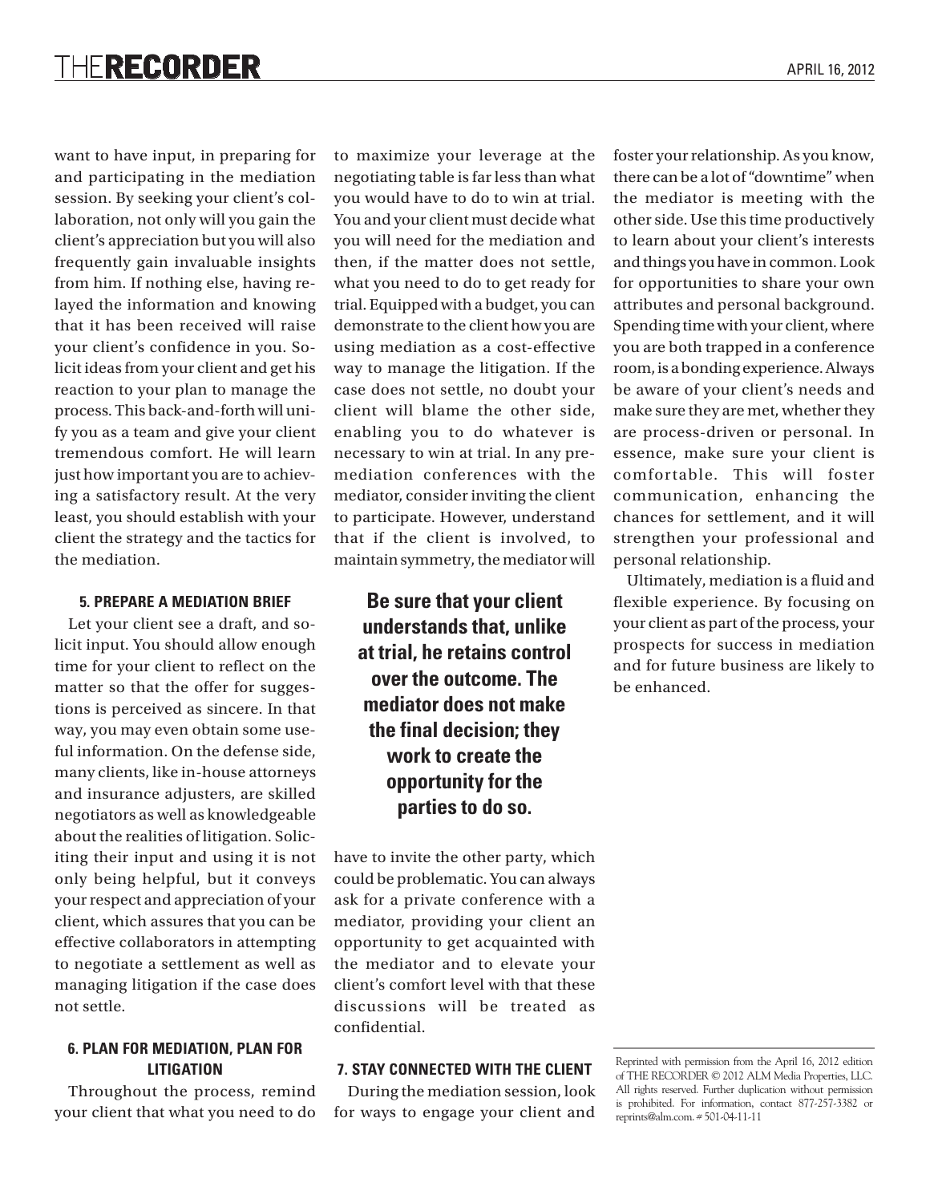want to have input, in preparing for and participating in the mediation session. By seeking your client's collaboration, not only will you gain the client's appreciation but you will also frequently gain invaluable insights from him. If nothing else, having relayed the information and knowing that it has been received will raise your client's confidence in you. Solicit ideas from your client and get his reaction to your plan to manage the process. This back-and-forth will unify you as a team and give your client tremendous comfort. He will learn just how important you are to achieving a satisfactory result. At the very least, you should establish with your client the strategy and the tactics for the mediation.

#### 5. PREPARE A MEDIATION BRIEF

Let your client see a draft, and solicit input. You should allow enough time for your client to reflect on the matter so that the offer for suggestions is perceived as sincere. In that way, you may even obtain some useful information. On the defense side, many clients, like in-house attorneys and insurance adjusters, are skilled negotiators as well as knowledgeable about the realities of litigation. Soliciting their input and using it is not only being helpful, but it conveys your respect and appreciation of your client, which assures that you can be effective collaborators in attempting to negotiate a settlement as well as managing litigation if the case does not settle.

#### 6. PLAN FOR MEDIATION, PLAN FOR LITIGATION

Throughout the process, remind your client that what you need to do to maximize your leverage at the negotiating table is far less than what you would have to do to win at trial. You and your client must decide what you will need for the mediation and then, if the matter does not settle, what you need to do to get ready for trial. Equipped with a budget, you can demonstrate to the client how you are using mediation as a cost-effective way to manage the litigation. If the case does not settle, no doubt your client will blame the other side, enabling you to do whatever is necessary to win at trial. In any pre-mediation conferences with the mediator, consider inviting the client to participate. However, understand that if the client is involved, to maintain symmetry, the mediator will have to invite the other party, which could be problematic. You can always ask for a private conference with a mediator, providing your client an opportunity to get acquainted with the mediator and to elevate your client's comfort level with that these discussions will be treated as confidential.

**Be sure that your client understands that, unlike at trial, he retains control over the outcome. The mediator does not make the final decision; they work to create the opportunity for the parties to do so.**

#### 7. STAY CONNECTED WITH THE CLIENT

During the mediation session, look for ways to engage your client and foster your relationship. As you know, there can be a lot of "downtime" when the mediator is meeting with the other side. Use this time productively to learn about your client's interests and things you have in common. Look for opportunities to share your own attributes and personal background. Spending time with your client, where you are both trapped in a conference room, is a bonding experience. Always be aware of your client's needs and make sure they are met, whether they are process-driven or personal. In essence, make sure your client is comfortable. This will foster communication, enhancing the chances for settlement, and it will strengthen your professional and personal relationship.

Ultimately, mediation is a fluid and flexible experience. By focusing on your client as part of the process, your prospects for success in mediation and for future business are likely to be enhanced.

Reprinted with permission from the April 16, 2012 edition of THE RECORDER © 2012 ALM Media Properties, LLC. All rights reserved. Further duplication without permission is prohibited. For information, contact 877-257-3382 or reprints@alm.com. # 501-04-11-11